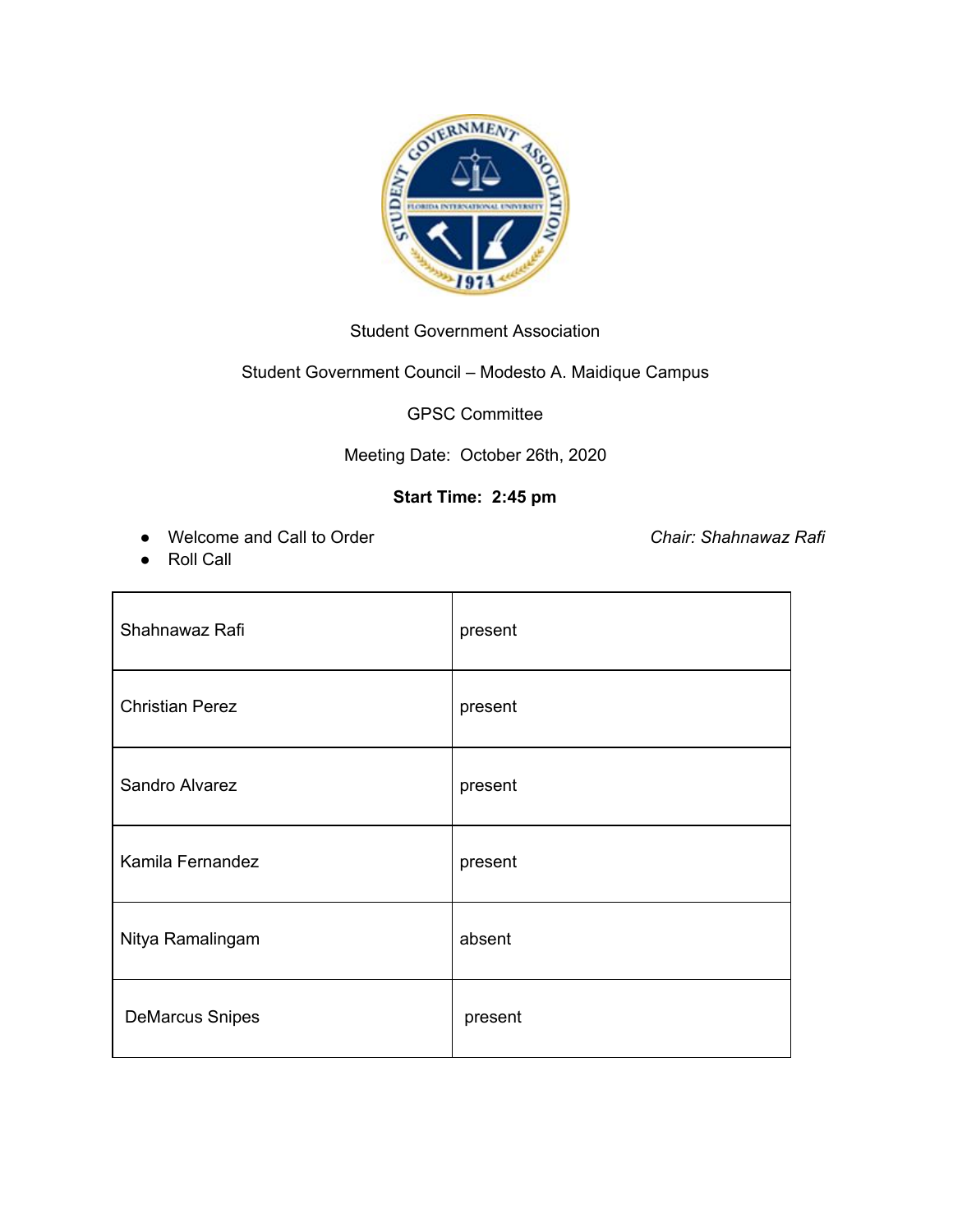Student Government Association

Student Government Council – Modesto A. Maidique Campus

GPSC Committee

Meeting Date: October 26th, 2020

**Start Time: 2:45 pm**

- Welcome and Call to Order *Chair: Shahnawaz Rafi*
- Roll Call

| | |
|---|---|
| Shahnawaz Rafi | present |
| Christian Perez | present |
| Sandro Alvarez | present |
| Kamila Fernandez | present |
| Nitya Ramalingam | absent |
| DeMarcus Snipes | present |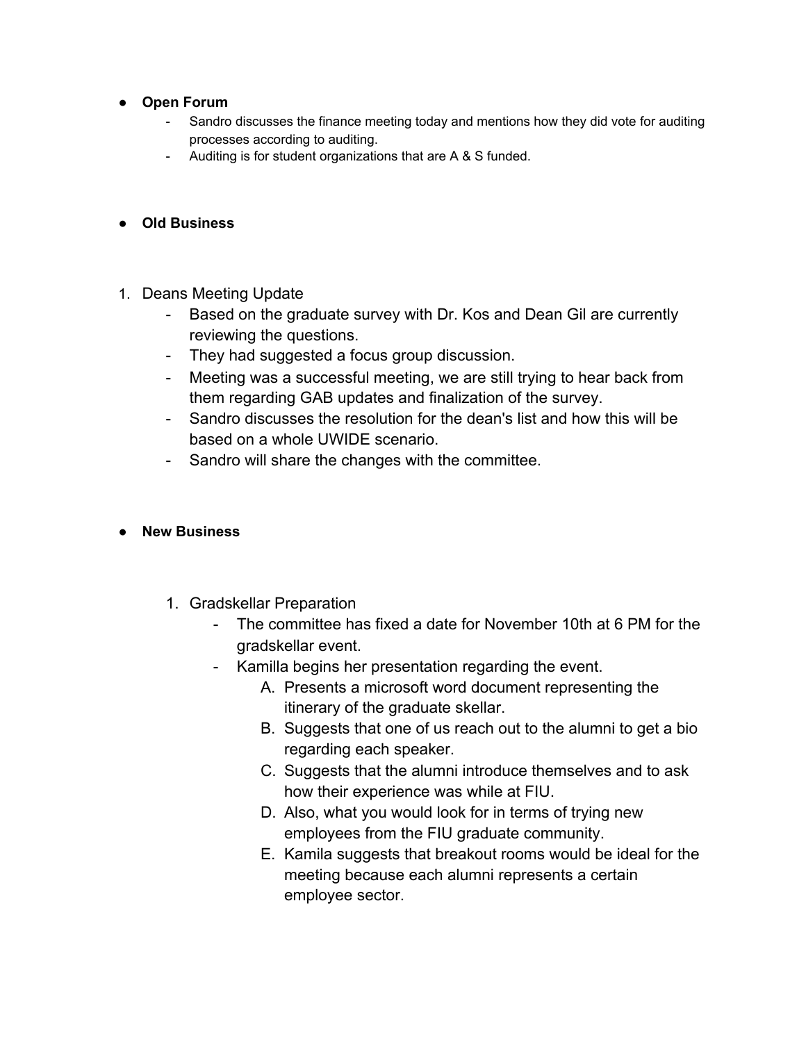- **Open Forum**
  - Sandro discusses the finance meeting today and mentions how they did vote for auditing processes according to auditing.
  - Auditing is for student organizations that are A & S funded.

- **Old Business**

1. Deans Meeting Update
   - Based on the graduate survey with Dr. Kos and Dean Gil are currently reviewing the questions.
   - They had suggested a focus group discussion.
   - Meeting was a successful meeting, we are still trying to hear back from them regarding GAB updates and finalization of the survey.
   - Sandro discusses the resolution for the dean's list and how this will be based on a whole UWIDE scenario.
   - Sandro will share the changes with the committee.

- **New Business**

  1. Gradskellar Preparation
     - The committee has fixed a date for November 10th at 6 PM for the gradskellar event.
     - Kamilla begins her presentation regarding the event.
       A. Presents a microsoft word document representing the itinerary of the graduate skellar.
       B. Suggests that one of us reach out to the alumni to get a bio regarding each speaker.
       C. Suggests that the alumni introduce themselves and to ask how their experience was while at FIU.
       D. Also, what you would look for in terms of trying new employees from the FIU graduate community.
       E. Kamila suggests that breakout rooms would be ideal for the meeting because each alumni represents a certain employee sector.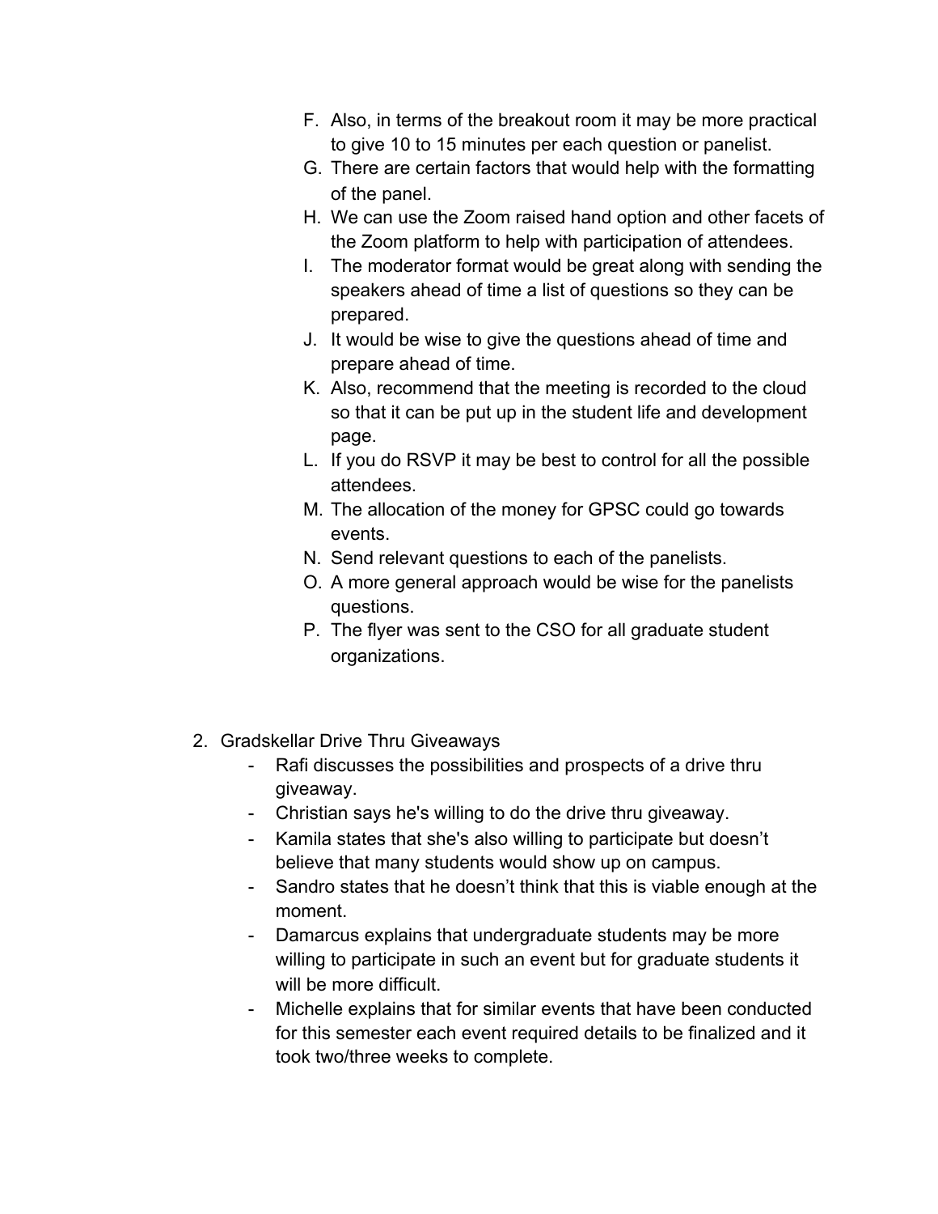F. Also, in terms of the breakout room it may be more practical to give 10 to 15 minutes per each question or panelist.
G. There are certain factors that would help with the formatting of the panel.
H. We can use the Zoom raised hand option and other facets of the Zoom platform to help with participation of attendees.
I. The moderator format would be great along with sending the speakers ahead of time a list of questions so they can be prepared.
J. It would be wise to give the questions ahead of time and prepare ahead of time.
K. Also, recommend that the meeting is recorded to the cloud so that it can be put up in the student life and development page.
L. If you do RSVP it may be best to control for all the possible attendees.
M. The allocation of the money for GPSC could go towards events.
N. Send relevant questions to each of the panelists.
O. A more general approach would be wise for the panelists questions.
P. The flyer was sent to the CSO for all graduate student organizations.

2. Gradskellar Drive Thru Giveaways
   - Rafi discusses the possibilities and prospects of a drive thru giveaway.
   - Christian says he's willing to do the drive thru giveaway.
   - Kamila states that she's also willing to participate but doesn't believe that many students would show up on campus.
   - Sandro states that he doesn't think that this is viable enough at the moment.
   - Damarcus explains that undergraduate students may be more willing to participate in such an event but for graduate students it will be more difficult.
   - Michelle explains that for similar events that have been conducted for this semester each event required details to be finalized and it took two/three weeks to complete.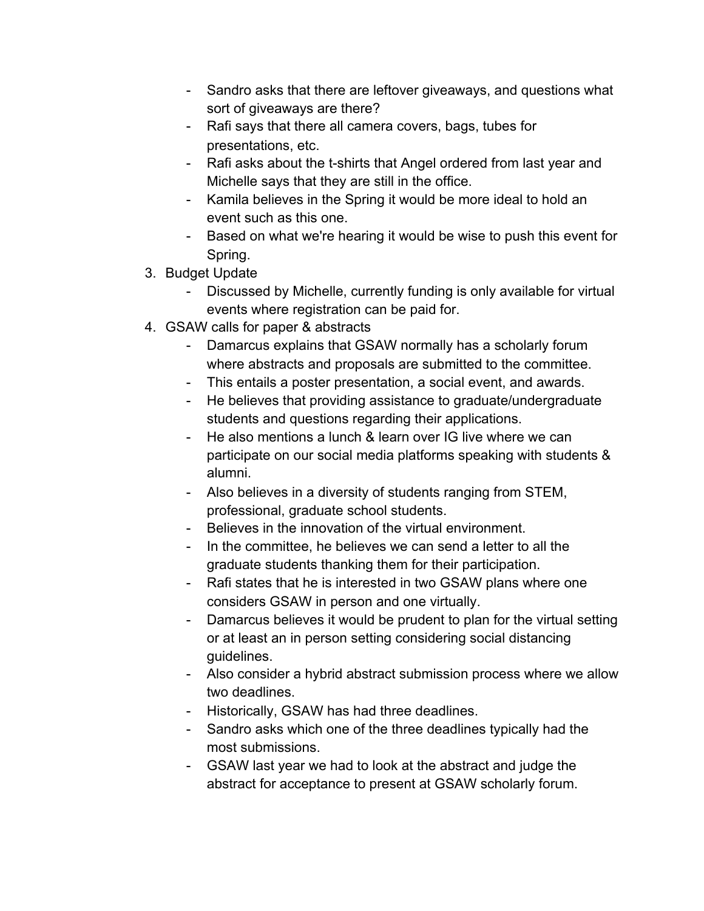- Sandro asks that there are leftover giveaways, and questions what sort of giveaways are there?
- Rafi says that there all camera covers, bags, tubes for presentations, etc.
- Rafi asks about the t-shirts that Angel ordered from last year and Michelle says that they are still in the office.
- Kamila believes in the Spring it would be more ideal to hold an event such as this one.
- Based on what we're hearing it would be wise to push this event for Spring.

3. Budget Update
    - Discussed by Michelle, currently funding is only available for virtual events where registration can be paid for.
4. GSAW calls for paper & abstracts
    - Damarcus explains that GSAW normally has a scholarly forum where abstracts and proposals are submitted to the committee.
    - This entails a poster presentation, a social event, and awards.
    - He believes that providing assistance to graduate/undergraduate students and questions regarding their applications.
    - He also mentions a lunch & learn over IG live where we can participate on our social media platforms speaking with students & alumni.
    - Also believes in a diversity of students ranging from STEM, professional, graduate school students.
    - Believes in the innovation of the virtual environment.
    - In the committee, he believes we can send a letter to all the graduate students thanking them for their participation.
    - Rafi states that he is interested in two GSAW plans where one considers GSAW in person and one virtually.
    - Damarcus believes it would be prudent to plan for the virtual setting or at least an in person setting considering social distancing guidelines.
    - Also consider a hybrid abstract submission process where we allow two deadlines.
    - Historically, GSAW has had three deadlines.
    - Sandro asks which one of the three deadlines typically had the most submissions.
    - GSAW last year we had to look at the abstract and judge the abstract for acceptance to present at GSAW scholarly forum.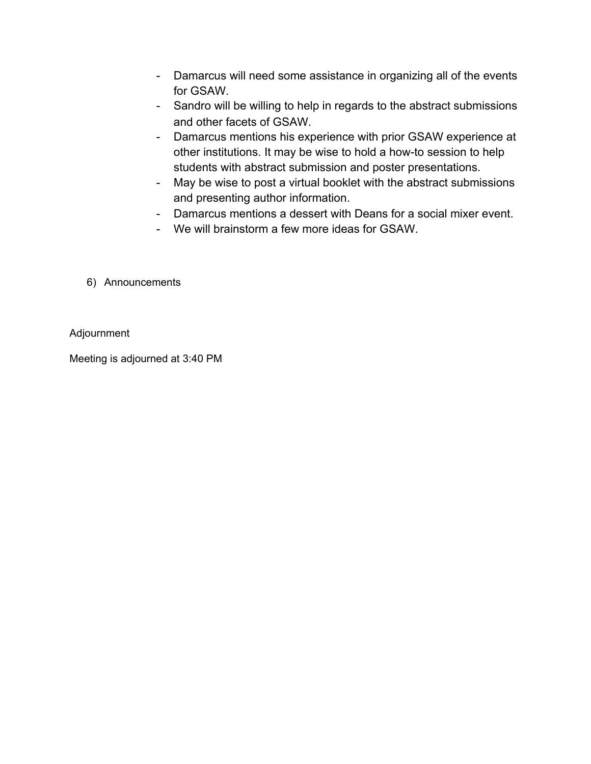- Damarcus will need some assistance in organizing all of the events for GSAW.
- Sandro will be willing to help in regards to the abstract submissions and other facets of GSAW.
- Damarcus mentions his experience with prior GSAW experience at other institutions. It may be wise to hold a how-to session to help students with abstract submission and poster presentations.
- May be wise to post a virtual booklet with the abstract submissions and presenting author information.
- Damarcus mentions a dessert with Deans for a social mixer event.
- We will brainstorm a few more ideas for GSAW.

6) Announcements

Adjournment

Meeting is adjourned at 3:40 PM